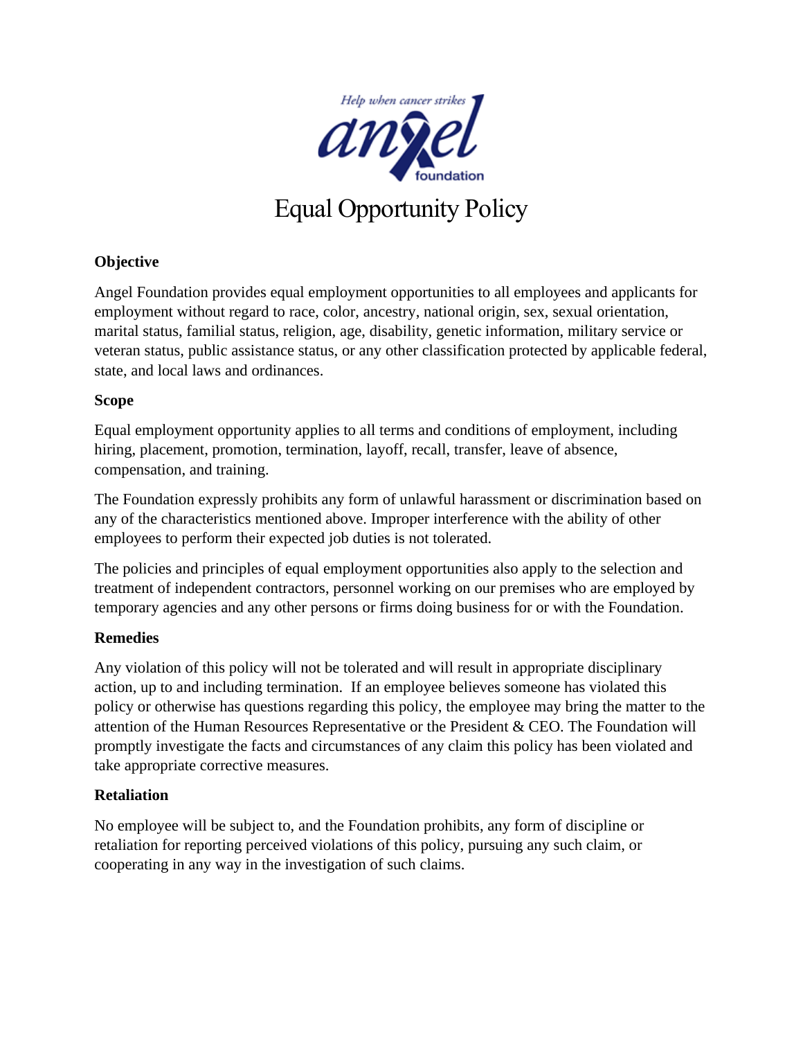# Equal Opportunity Policy

**Objective**

Angel Foundation provides equal employment opportunities to all employees and applicants for employment without regard to race, color, ancestry, national origin, sex, sexual orientation, marital status, familial status, religion, age, disability, genetic information, military service or veteran status, public assistance status, or any other classification protected by applicable federal, state, and local laws and ordinances.

**Scope**

Equal employment opportunity applies to all terms and conditions of employment, including hiring, placement, promotion, termination, layoff, recall, transfer, leave of absence, compensation, and training.

The Foundation expressly prohibits any form of unlawful harassment or discrimination based on any of the characteristics mentioned above. Improper interference with the ability of other employees to perform their expected job duties is not tolerated.

The policies and principles of equal employment opportunities also apply to the selection and treatment of independent contractors, personnel working on our premises who are employed by temporary agencies and any other persons or firms doing business for or with the Foundation.

**Remedies**

Any violation of this policy will not be tolerated and will result in appropriate disciplinary action, up to and including termination. If an employee believes someone has violated this policy or otherwise has questions regarding this policy, the employee may bring the matter to the attention of the Human Resources Representative or the President & CEO. The Foundation will promptly investigate the facts and circumstances of any claim this policy has been violated and take appropriate corrective measures.

**Retaliation**

No employee will be subject to, and the Foundation prohibits, any form of discipline or retaliation for reporting perceived violations of this policy, pursuing any such claim, or cooperating in any way in the investigation of such claims.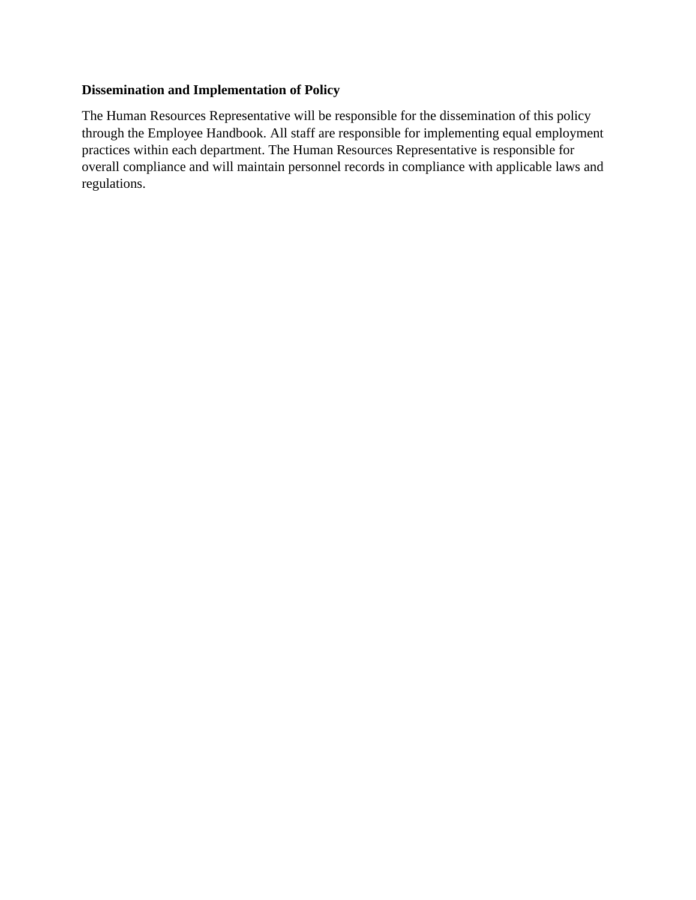**Dissemination and Implementation of Policy**

The Human Resources Representative will be responsible for the dissemination of this policy through the Employee Handbook. All staff are responsible for implementing equal employment practices within each department. The Human Resources Representative is responsible for overall compliance and will maintain personnel records in compliance with applicable laws and regulations.